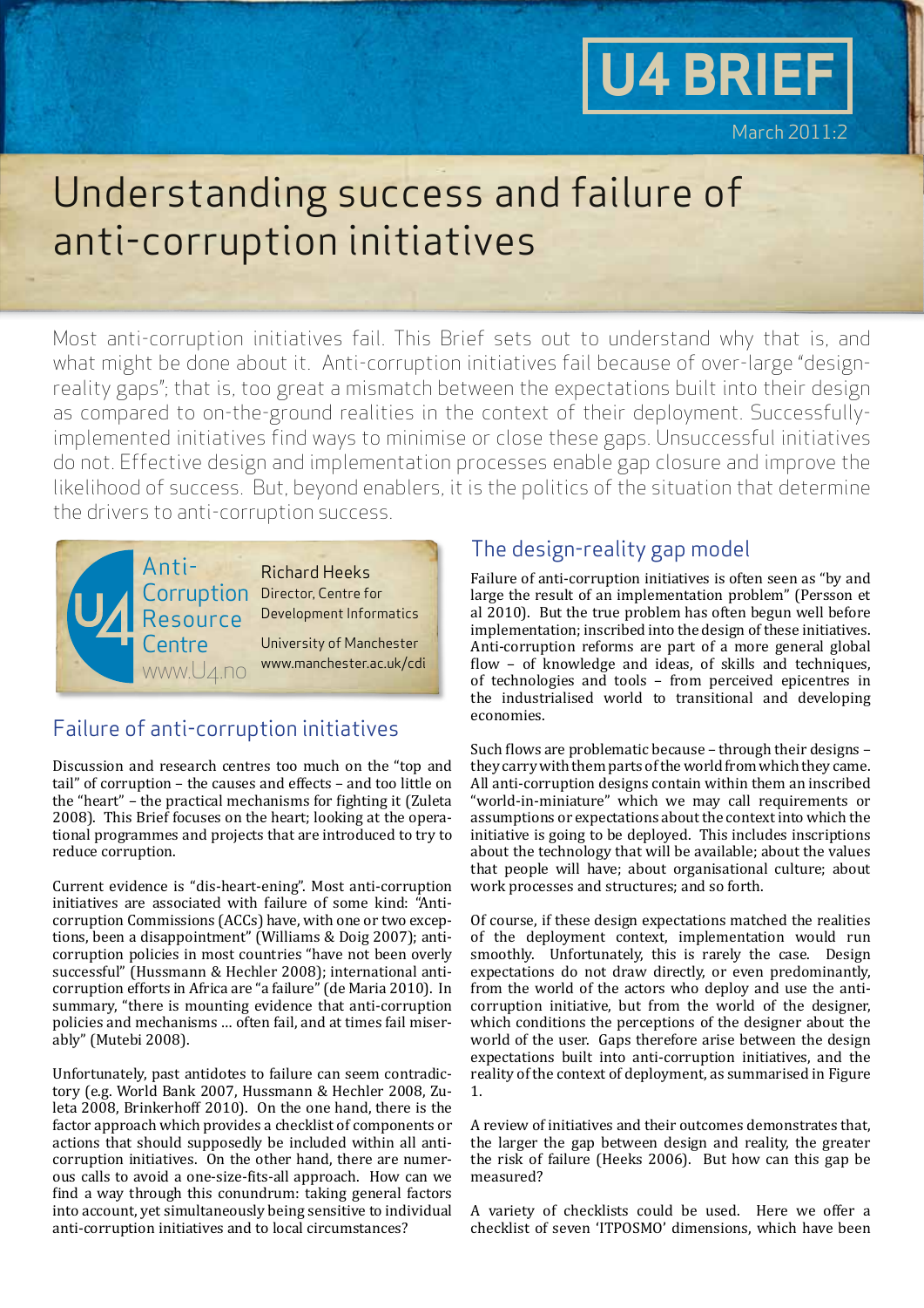U4 BRIEF

March 2011:2

# Understanding success and failure of anti-corruption initiatives

Most anti-corruption initiatives fail. This Brief sets out to understand why that is, and what might be done about it. Anti-corruption initiatives fail because of over-large "design-reality gaps"; that is, too great a mismatch between the expectations built into their design as compared to on-the-ground realities in the context of their deployment. Successfully-implemented initiatives find ways to minimise or close these gaps. Unsuccessful initiatives do not. Effective design and implementation processes enable gap closure and improve the likelihood of success. But, beyond enablers, it is the politics of the situation that determine the drivers to anti-corruption success.

U4 Anti-Corruption Resource Centre
www.U4.no

Richard Heeks
Director, Centre for Development Informatics
University of Manchester
www.manchester.ac.uk/cdi

## Failure of anti-corruption initiatives

Discussion and research centres too much on the "top and tail" of corruption – the causes and effects – and too little on the "heart" – the practical mechanisms for fighting it (Zuleta 2008). This Brief focuses on the heart; looking at the operational programmes and projects that are introduced to try to reduce corruption.

Current evidence is "dis-heart-ening". Most anti-corruption initiatives are associated with failure of some kind: "Anti-corruption Commissions (ACCs) have, with one or two exceptions, been a disappointment" (Williams & Doig 2007); anti-corruption policies in most countries "have not been overly successful" (Hussmann & Hechler 2008); international anti-corruption efforts in Africa are "a failure" (de Maria 2010). In summary, "there is mounting evidence that anti-corruption policies and mechanisms ... often fail, and at times fail miserably" (Mutebi 2008).

Unfortunately, past antidotes to failure can seem contradictory (e.g. World Bank 2007, Hussmann & Hechler 2008, Zuleta 2008, Brinkerhoff 2010). On the one hand, there is the factor approach which provides a checklist of components or actions that should supposedly be included within all anti-corruption initiatives. On the other hand, there are numerous calls to avoid a one-size-fits-all approach. How can we find a way through this conundrum: taking general factors into account, yet simultaneously being sensitive to individual anti-corruption initiatives and to local circumstances?

## The design-reality gap model

Failure of anti-corruption initiatives is often seen as "by and large the result of an implementation problem" (Persson et al 2010). But the true problem has often begun well before implementation; inscribed into the design of these initiatives. Anti-corruption reforms are part of a more general global flow – of knowledge and ideas, of skills and techniques, of technologies and tools – from perceived epicentres in the industrialised world to transitional and developing economies.

Such flows are problematic because – through their designs – they carry with them parts of the world from which they came. All anti-corruption designs contain within them an inscribed "world-in-miniature" which we may call requirements or assumptions or expectations about the context into which the initiative is going to be deployed. This includes inscriptions about the technology that will be available; about the values that people will have; about organisational culture; about work processes and structures; and so forth.

Of course, if these design expectations matched the realities of the deployment context, implementation would run smoothly. Unfortunately, this is rarely the case. Design expectations do not draw directly, or even predominantly, from the world of the actors who deploy and use the anti-corruption initiative, but from the world of the designer, which conditions the perceptions of the designer about the world of the user. Gaps therefore arise between the design expectations built into anti-corruption initiatives, and the reality of the context of deployment, as summarised in Figure 1.

A review of initiatives and their outcomes demonstrates that, the larger the gap between design and reality, the greater the risk of failure (Heeks 2006). But how can this gap be measured?

A variety of checklists could be used. Here we offer a checklist of seven 'ITPOSMO' dimensions, which have been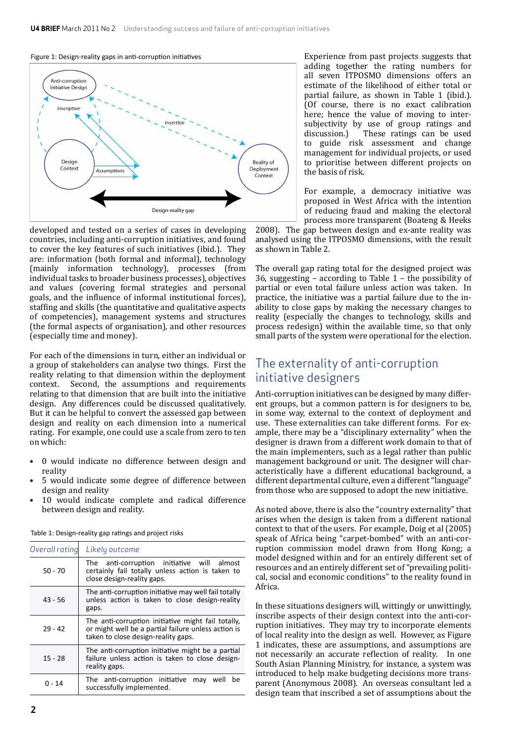Figure 1: Design-reality gaps in anti-corruption initiatives

developed and tested on a series of cases in developing countries, including anti-corruption initiatives, and found to cover the key features of such initiatives (ibid.). They are: information (both formal and informal), technology (mainly information technology), processes (from individual tasks to broader business processes), objectives and values (covering formal strategies and personal goals, and the influence of informal institutional forces), staffing and skills (the quantitative and qualitative aspects of competencies), management systems and structures (the formal aspects of organisation), and other resources (especially time and money).

For each of the dimensions in turn, either an individual or a group of stakeholders can analyse two things. First the reality relating to that dimension within the deployment context. Second, the assumptions and requirements relating to that dimension that are built into the initiative design. Any differences could be discussed qualitatively. But it can be helpful to convert the assessed gap between design and reality on each dimension into a numerical rating. For example, one could use a scale from zero to ten on which:

- 0 would indicate no difference between design and reality
- 5 would indicate some degree of difference between design and reality
- 10 would indicate complete and radical difference between design and reality.

Table 1: Design-reality gap ratings and project risks

| *Overall rating* | *Likely outcome* |
|---|---|
| 50 - 70 | The anti-corruption initiative will almost certainly fail totally unless action is taken to close design-reality gaps. |
| 43 - 56 | The anti-corruption initiative may well fail totally unless action is taken to close design-reality gaps. |
| 29 - 42 | The anti-corruption initiative might fail totally, or might well be a partial failure unless action is taken to close design-reality gaps. |
| 15 - 28 | The anti-corruption initiative might be a partial failure unless action is taken to close design-reality gaps. |
| 0 - 14 | The anti-corruption initiative may well be successfully implemented. |

Experience from past projects suggests that adding together the rating numbers for all seven ITPOSMO dimensions offers an estimate of the likelihood of either total or partial failure, as shown in Table 1 (ibid.). (Of course, there is no exact calibration here; hence the value of moving to inter-subjectivity by use of group ratings and discussion.) These ratings can be used to guide risk assessment and change management for individual projects, or used to prioritise between different projects on the basis of risk.

For example, a democracy initiative was proposed in West Africa with the intention of reducing fraud and making the electoral process more transparent (Boateng & Heeks 2008). The gap between design and ex-ante reality was analysed using the ITPOSMO dimensions, with the result as shown in Table 2.

The overall gap rating total for the designed project was 36, suggesting – according to Table 1 – the possibility of partial or even total failure unless action was taken. In practice, the initiative was a partial failure due to the inability to close gaps by making the necessary changes to reality (especially the changes to technology, skills and process redesign) within the available time, so that only small parts of the system were operational for the election.

## The externality of anti-corruption initiative designers

Anti-corruption initiatives can be designed by many different groups, but a common pattern is for designers to be, in some way, external to the context of deployment and use. These externalities can take different forms. For example, there may be a "disciplinary externality" when the designer is drawn from a different work domain to that of the main implementers, such as a legal rather than public management background or unit. The designer will characteristically have a different educational background, a different departmental culture, even a different "language" from those who are supposed to adopt the new initiative.

As noted above, there is also the "country externality" that arises when the design is taken from a different national context to that of the users. For example, Doig et al (2005) speak of Africa being "carpet-bombed" with an anti-corruption commission model drawn from Hong Kong; a model designed within and for an entirely different set of resources and an entirely different set of "prevailing political, social and economic conditions" to the reality found in Africa.

In these situations designers will, wittingly or unwittingly, inscribe aspects of their design context into the anti-corruption initiatives. They may try to incorporate elements of local reality into the design as well. However, as Figure 1 indicates, these are assumptions, and assumptions are not necessarily an accurate reflection of reality. In one South Asian Planning Ministry, for instance, a system was introduced to help make budgeting decisions more transparent (Anonymous 2008). An overseas consultant led a design team that inscribed a set of assumptions about the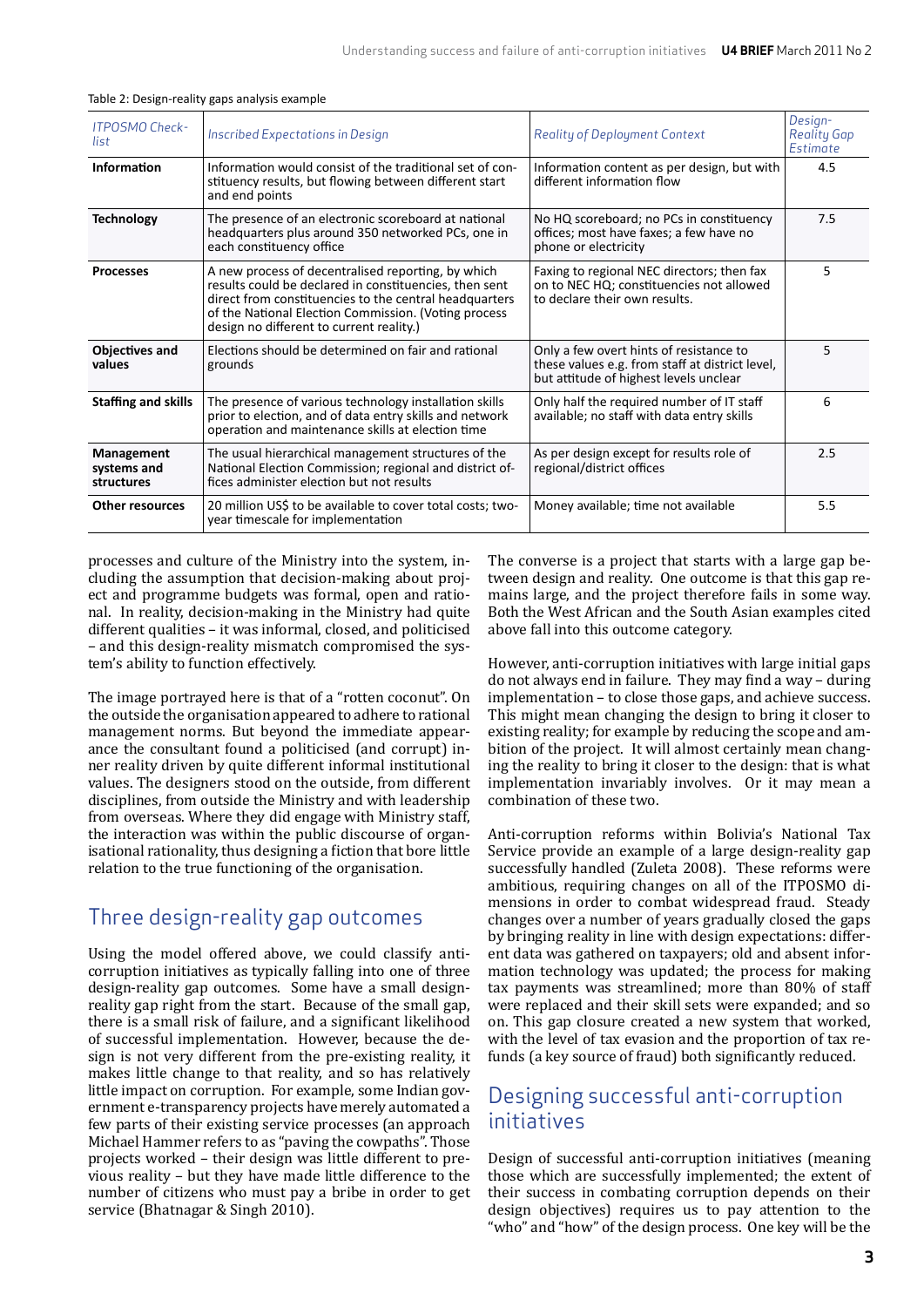Table 2: Design-reality gaps analysis example

| *ITPOSMO Checklist* | *Inscribed Expectations in Design* | *Reality of Deployment Context* | *Design-Reality Gap Estimate* |
|---|---|---|---|
| **Information** | Information would consist of the traditional set of constituency results, but flowing between different start and end points | Information content as per design, but with different information flow | 4.5 |
| **Technology** | The presence of an electronic scoreboard at national headquarters plus around 350 networked PCs, one in each constituency office | No HQ scoreboard; no PCs in constituency offices; most have faxes; a few have no phone or electricity | 7.5 |
| **Processes** | A new process of decentralised reporting, by which results could be declared in constituencies, then sent direct from constituencies to the central headquarters of the National Election Commission. (Voting process design no different to current reality.) | Faxing to regional NEC directors; then fax on to NEC HQ; constituencies not allowed to declare their own results. | 5 |
| **Objectives and values** | Elections should be determined on fair and rational grounds | Only a few overt hints of resistance to these values e.g. from staff at district level, but attitude of highest levels unclear | 5 |
| **Staffing and skills** | The presence of various technology installation skills prior to election, and of data entry skills and network operation and maintenance skills at election time | Only half the required number of IT staff available; no staff with data entry skills | 6 |
| **Management systems and structures** | The usual hierarchical management structures of the National Election Commission; regional and district offices administer election but not results | As per design except for results role of regional/district offices | 2.5 |
| **Other resources** | 20 million US$ to be available to cover total costs; two-year timescale for implementation | Money available; time not available | 5.5 |

processes and culture of the Ministry into the system, including the assumption that decision-making about project and programme budgets was formal, open and rational. In reality, decision-making in the Ministry had quite different qualities – it was informal, closed, and politicised – and this design-reality mismatch compromised the system's ability to function effectively.

The image portrayed here is that of a "rotten coconut". On the outside the organisation appeared to adhere to rational management norms. But beyond the immediate appearance the consultant found a politicised (and corrupt) inner reality driven by quite different informal institutional values. The designers stood on the outside, from different disciplines, from outside the Ministry and with leadership from overseas. Where they did engage with Ministry staff, the interaction was within the public discourse of organisational rationality, thus designing a fiction that bore little relation to the true functioning of the organisation.

## Three design-reality gap outcomes

Using the model offered above, we could classify anti-corruption initiatives as typically falling into one of three design-reality gap outcomes. Some have a small design-reality gap right from the start. Because of the small gap, there is a small risk of failure, and a significant likelihood of successful implementation. However, because the design is not very different from the pre-existing reality, it makes little change to that reality, and so has relatively little impact on corruption. For example, some Indian government e-transparency projects have merely automated a few parts of their existing service processes (an approach Michael Hammer refers to as "paving the cowpaths". Those projects worked – their design was little different to previous reality – but they have made little difference to the number of citizens who must pay a bribe in order to get service (Bhatnagar & Singh 2010).

The converse is a project that starts with a large gap between design and reality. One outcome is that this gap remains large, and the project therefore fails in some way. Both the West African and the South Asian examples cited above fall into this outcome category.

However, anti-corruption initiatives with large initial gaps do not always end in failure. They may find a way – during implementation – to close those gaps, and achieve success. This might mean changing the design to bring it closer to existing reality; for example by reducing the scope and ambition of the project. It will almost certainly mean changing the reality to bring it closer to the design: that is what implementation invariably involves. Or it may mean a combination of these two.

Anti-corruption reforms within Bolivia's National Tax Service provide an example of a large design-reality gap successfully handled (Zuleta 2008). These reforms were ambitious, requiring changes on all of the ITPOSMO dimensions in order to combat widespread fraud. Steady changes over a number of years gradually closed the gaps by bringing reality in line with design expectations: different data was gathered on taxpayers; old and absent information technology was updated; the process for making tax payments was streamlined; more than 80% of staff were replaced and their skill sets were expanded; and so on. This gap closure created a new system that worked, with the level of tax evasion and the proportion of tax refunds (a key source of fraud) both significantly reduced.

## Designing successful anti-corruption initiatives

Design of successful anti-corruption initiatives (meaning those which are successfully implemented; the extent of their success in combating corruption depends on their design objectives) requires us to pay attention to the "who" and "how" of the design process. One key will be the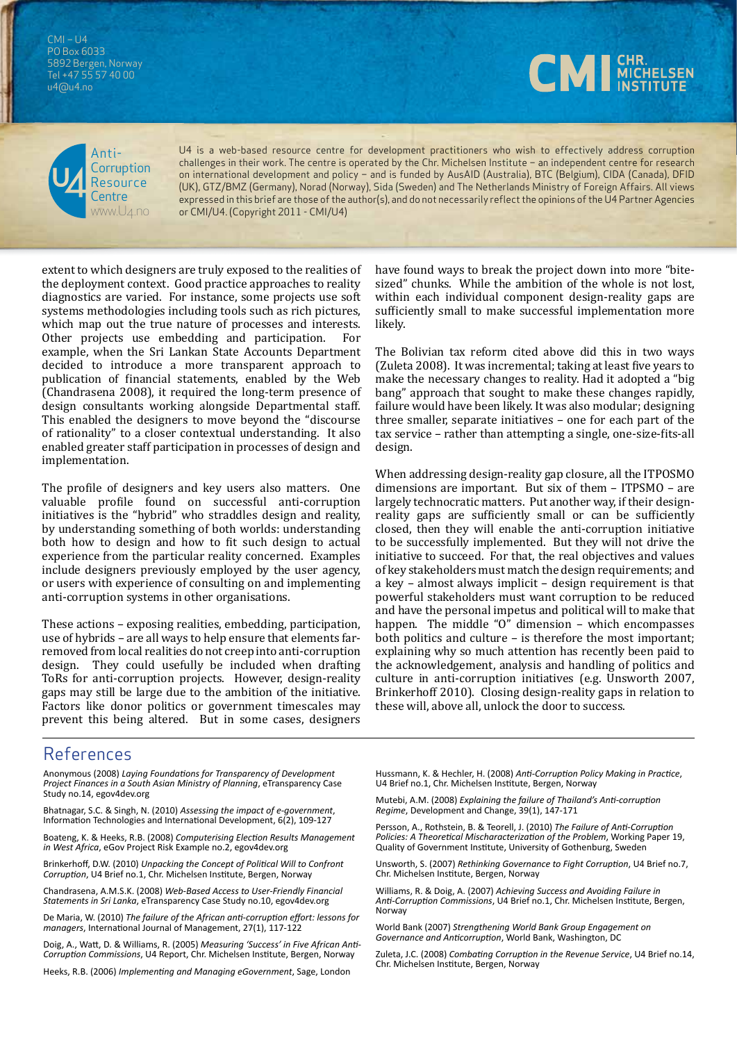CMI – U4
PO Box 6033
5892 Bergen, Norway
Tel +47 55 57 40 00
u4@u4.no

CMI CHR. MICHELSEN INSTITUTE

U4 Anti-Corruption Resource Centre
www.U4.no

U4 is a web-based resource centre for development practitioners who wish to effectively address corruption challenges in their work. The centre is operated by the Chr. Michelsen Institute – an independent centre for research on international development and policy – and is funded by AusAID (Australia), BTC (Belgium), CIDA (Canada), DFID (UK), GTZ/BMZ (Germany), Norad (Norway), Sida (Sweden) and The Netherlands Ministry of Foreign Affairs. All views expressed in this brief are those of the author(s), and do not necessarily reflect the opinions of the U4 Partner Agencies or CMI/U4. (Copyright 2011 - CMI/U4)

extent to which designers are truly exposed to the realities of the deployment context. Good practice approaches to reality diagnostics are varied. For instance, some projects use soft systems methodologies including tools such as rich pictures, which map out the true nature of processes and interests. Other projects use embedding and participation. For example, when the Sri Lankan State Accounts Department decided to introduce a more transparent approach to publication of financial statements, enabled by the Web (Chandrasena 2008), it required the long-term presence of design consultants working alongside Departmental staff. This enabled the designers to move beyond the "discourse of rationality" to a closer contextual understanding. It also enabled greater staff participation in processes of design and implementation.

The profile of designers and key users also matters. One valuable profile found on successful anti-corruption initiatives is the "hybrid" who straddles design and reality, by understanding something of both worlds: understanding both how to design and how to fit such design to actual experience from the particular reality concerned. Examples include designers previously employed by the user agency, or users with experience of consulting on and implementing anti-corruption systems in other organisations.

These actions – exposing realities, embedding, participation, use of hybrids – are all ways to help ensure that elements far-removed from local realities do not creep into anti-corruption design. They could usefully be included when drafting ToRs for anti-corruption projects. However, design-reality gaps may still be large due to the ambition of the initiative. Factors like donor politics or government timescales may prevent this being altered. But in some cases, designers have found ways to break the project down into more "bite-sized" chunks. While the ambition of the whole is not lost, within each individual component design-reality gaps are sufficiently small to make successful implementation more likely.

The Bolivian tax reform cited above did this in two ways (Zuleta 2008). It was incremental; taking at least five years to make the necessary changes to reality. Had it adopted a "big bang" approach that sought to make these changes rapidly, failure would have been likely. It was also modular; designing three smaller, separate initiatives – one for each part of the tax service – rather than attempting a single, one-size-fits-all design.

When addressing design-reality gap closure, all the ITPOSMO dimensions are important. But six of them – ITPSMO – are largely technocratic matters. Put another way, if their design-reality gaps are sufficiently small or can be sufficiently closed, then they will enable the anti-corruption initiative to be successfully implemented. But they will not drive the initiative to succeed. For that, the real objectives and values of key stakeholders must match the design requirements; and a key – almost always implicit – design requirement is that powerful stakeholders must want corruption to be reduced and have the personal impetus and political will to make that happen. The middle "O" dimension – which encompasses both politics and culture – is therefore the most important; explaining why so much attention has recently been paid to the acknowledgement, analysis and handling of politics and culture in anti-corruption initiatives (e.g. Unsworth 2007, Brinkerhoff 2010). Closing design-reality gaps in relation to these will, above all, unlock the door to success.

## References

Anonymous (2008) *Laying Foundations for Transparency of Development Project Finances in a South Asian Ministry of Planning*, eTransparency Case Study no.14, egov4dev.org

Bhatnagar, S.C. & Singh, N. (2010) *Assessing the impact of e-government*, Information Technologies and International Development, 6(2), 109-127

Boateng, K. & Heeks, R.B. (2008) *Computerising Election Results Management in West Africa*, eGov Project Risk Example no.2, egov4dev.org

Brinkerhoff, D.W. (2010) *Unpacking the Concept of Political Will to Confront Corruption*, U4 Brief no.1, Chr. Michelsen Institute, Bergen, Norway

Chandrasena, A.M.S.K. (2008) *Web-Based Access to User-Friendly Financial Statements in Sri Lanka*, eTransparency Case Study no.10, egov4dev.org

De Maria, W. (2010) *The failure of the African anti-corruption effort: lessons for managers*, International Journal of Management, 27(1), 117-122

Doig, A., Watt, D. & Williams, R. (2005) *Measuring 'Success' in Five African Anti-Corruption Commissions*, U4 Report, Chr. Michelsen Institute, Bergen, Norway

Heeks, R.B. (2006) *Implementing and Managing eGovernment*, Sage, London

Hussmann, K. & Hechler, H. (2008) *Anti-Corruption Policy Making in Practice*, U4 Brief no.1, Chr. Michelsen Institute, Bergen, Norway

Mutebi, A.M. (2008) *Explaining the failure of Thailand's Anti-corruption Regime*, Development and Change, 39(1), 147-171

Persson, A., Rothstein, B. & Teorell, J. (2010) *The Failure of Anti-Corruption Policies: A Theoretical Mischaracterization of the Problem*, Working Paper 19, Quality of Government Institute, University of Gothenburg, Sweden

Unsworth, S. (2007) *Rethinking Governance to Fight Corruption*, U4 Brief no.7, Chr. Michelsen Institute, Bergen, Norway

Williams, R. & Doig, A. (2007) *Achieving Success and Avoiding Failure in Anti-Corruption Commissions*, U4 Brief no.1, Chr. Michelsen Institute, Bergen, Norway

World Bank (2007) *Strengthening World Bank Group Engagement on Governance and Anticorruption*, World Bank, Washington, DC

Zuleta, J.C. (2008) *Combating Corruption in the Revenue Service*, U4 Brief no.14, Chr. Michelsen Institute, Bergen, Norway